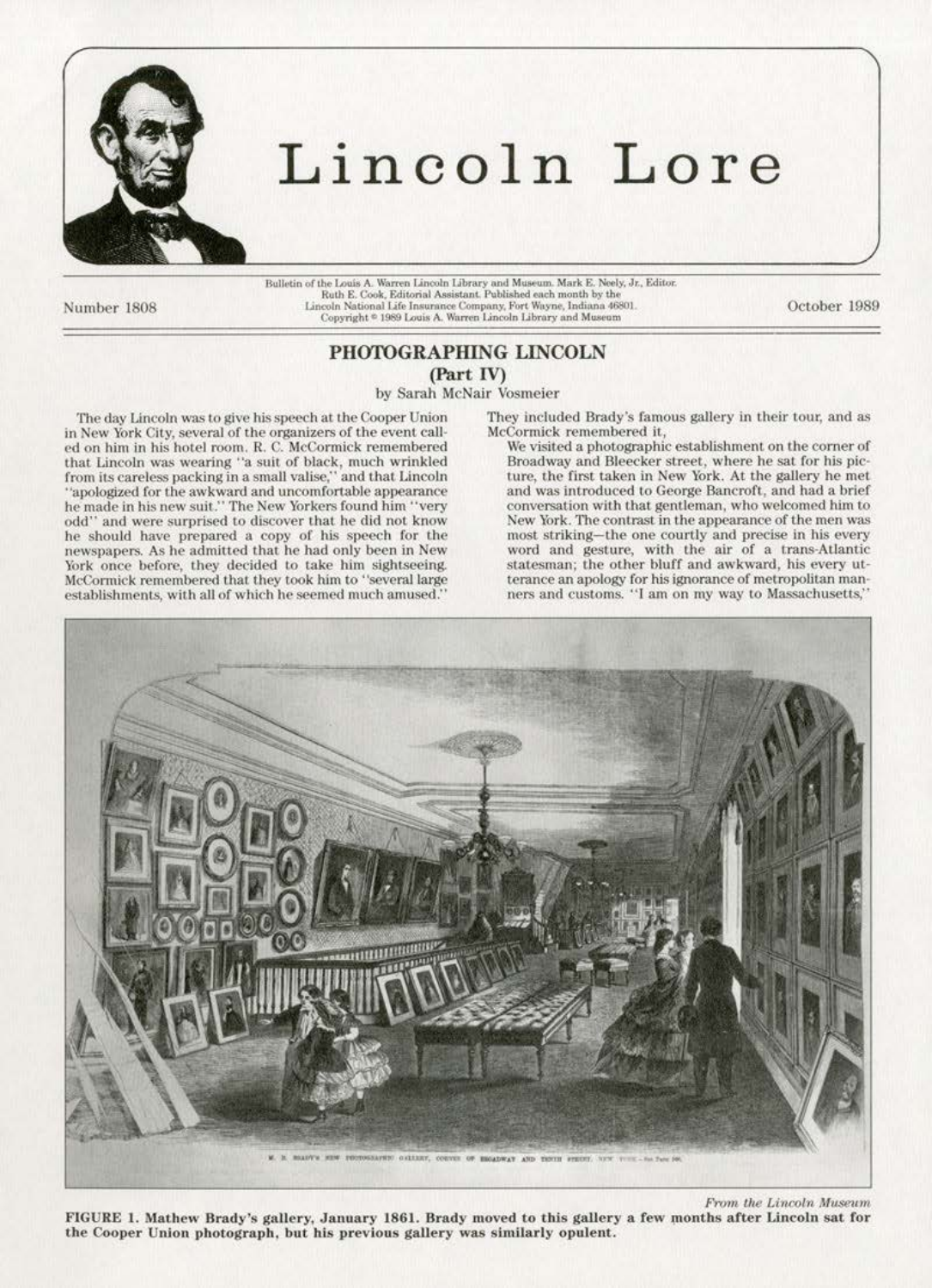# Lincoln Lore

Bulletin of the Louis A. Warren Lincoln Library and Museum. Mark E. Neely, Jr., Editor. Ruth E. Cook, Editorial Assistant. Published each month by the Lincoln National Life Insurance Company, Fort Wayne, Indiana 46801. Copyright © 1989 Louis A. Warren Lincoln Library and Museum

Number 1808 — October 1989

## PHOTOGRAPHING LINCOLN
### (Part IV)

by Sarah McNair Vosmeier

The day Lincoln was to give his speech at the Cooper Union in New York City, several of the organizers of the event called on him in his hotel room. R. C. McCormick remembered that Lincoln was wearing "a suit of black, much wrinkled from its careless packing in a small valise," and that Lincoln "apologized for the awkward and uncomfortable appearance he made in his new suit." The New Yorkers found him "very odd" and were surprised to discover that he did not know he should have prepared a copy of his speech for the newspapers. As he admitted that he had only been in New York once before, they decided to take him sightseeing. McCormick remembered that they took him to "several large establishments, with all of which he seemed much amused." They included Brady's famous gallery in their tour, and as McCormick remembered it,

> We visited a photographic establishment on the corner of Broadway and Bleecker street, where he sat for his picture, the first taken in New York. At the gallery he met and was introduced to George Bancroft, and had a brief conversation with that gentleman, who welcomed him to New York. The contrast in the appearance of the men was most striking—the one courtly and precise in his every word and gesture, with the air of a trans-Atlantic statesman; the other bluff and awkward, his every utterance an apology for his ignorance of metropolitan manners and customs. "I am on my way to Massachusetts,"

*From the Lincoln Museum*

**FIGURE 1. Mathew Brady's gallery, January 1861. Brady moved to this gallery a few months after Lincoln sat for the Cooper Union photograph, but his previous gallery was similarly opulent.**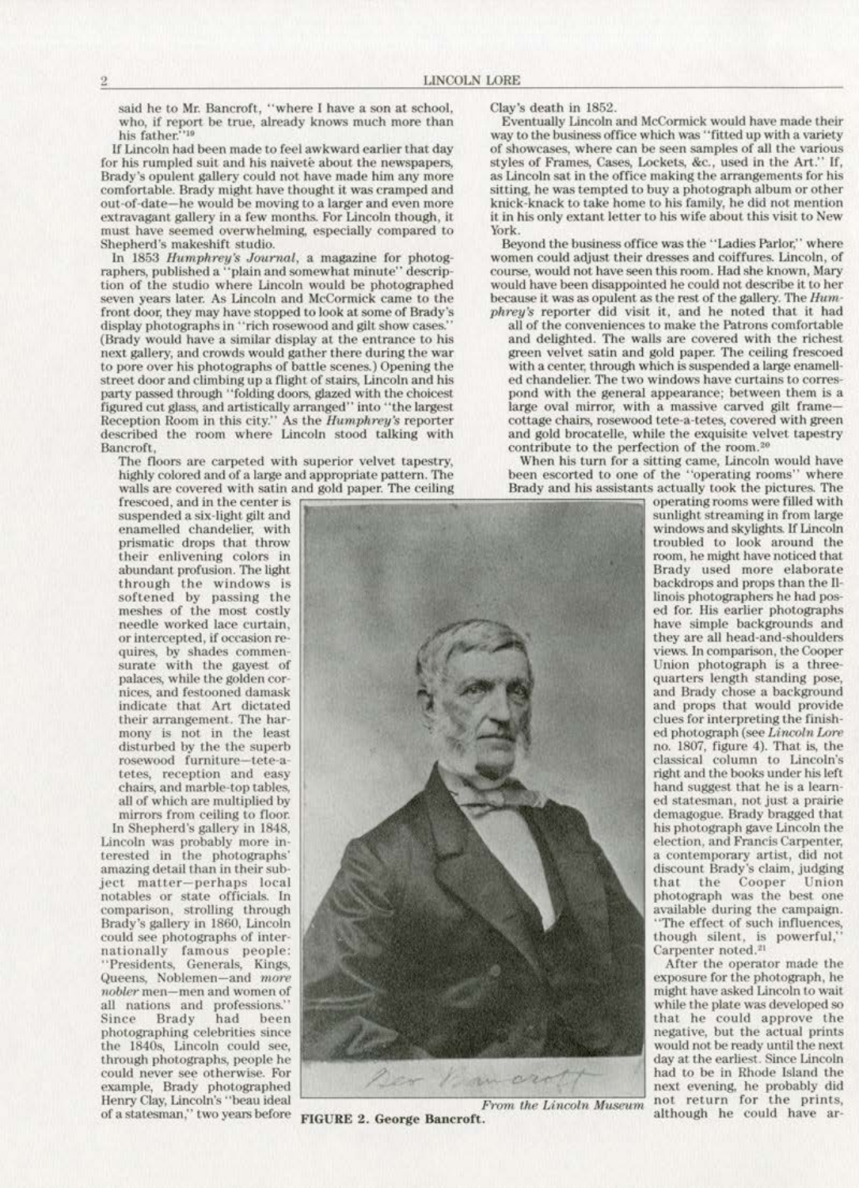said he to Mr. Bancroft, "where I have a son at school, who, if report be true, already knows much more than his father."[19]

If Lincoln had been made to feel awkward earlier that day for his rumpled suit and his naiveté about the newspapers, Brady's opulent gallery could not have made him any more comfortable. Brady might have thought it was cramped and out-of-date—he would be moving to a larger and even more extravagant gallery in a few months. For Lincoln though, it must have seemed overwhelming, especially compared to Shepherd's makeshift studio.

In 1853 *Humphrey's Journal*, a magazine for photographers, published a "plain and somewhat minute" description of the studio where Lincoln would be photographed seven years later. As Lincoln and McCormick came to the front door, they may have stopped to look at some of Brady's display photographs in "rich rosewood and gilt show cases." (Brady would have a similar display at the entrance to his next gallery, and crowds would gather there during the war to pore over his photographs of battle scenes.) Opening the street door and climbing up a flight of stairs, Lincoln and his party passed through "folding doors, glazed with the choicest figured cut glass, and artistically arranged" into "the largest Reception Room in this city." As the *Humphrey's* reporter described the room where Lincoln stood talking with Bancroft,

> The floors are carpeted with superior velvet tapestry, highly colored and of a large and appropriate pattern. The walls are covered with satin and gold paper. The ceiling frescoed, and in the center is suspended a six-light gilt and enamelled chandelier, with prismatic drops that throw their enlivening colors in abundant profusion. The light through the windows is softened by passing the meshes of the most costly needle worked lace curtain, or intercepted, if occasion requires, by shades commensurate with the gayest of palaces, while the golden cornices, and festooned damask indicate that Art dictated their arrangement. The harmony is not in the least disturbed by the the superb rosewood furniture—tete-a-tetes, reception and easy chairs, and marble-top tables, all of which are multiplied by mirrors from ceiling to floor.

In Shepherd's gallery in 1848, Lincoln was probably more interested in the photographs' amazing detail than in their subject matter—perhaps local notables or state officials. In comparison, strolling through Brady's gallery in 1860, Lincoln could see photographs of internationally famous people: "Presidents, Generals, Kings, Queens, Noblemen—and *more nobler* men—men and women of all nations and professions." Since Brady had been photographing celebrities since the 1840s, Lincoln could see, through photographs, people he could never see otherwise. For example, Brady photographed Henry Clay, Lincoln's "beau ideal of a statesman," two years before Clay's death in 1852.

Eventually Lincoln and McCormick would have made their way to the business office which was "fitted up with a variety of showcases, where can be seen samples of all the various styles of Frames, Cases, Lockets, &c., used in the Art." If, as Lincoln sat in the office making the arrangements for his sitting, he was tempted to buy a photograph album or other knick-knack to take home to his family, he did not mention it in his only extant letter to his wife about this visit to New York.

Beyond the business office was the "Ladies Parlor," where women could adjust their dresses and coiffures. Lincoln, of course, would not have seen this room. Had she known, Mary would have been disappointed he could not describe it to her because it was as opulent as the rest of the gallery. The *Humphrey's* reporter did visit it, and he noted that it had

> all of the conveniences to make the Patrons comfortable and delighted. The walls are covered with the richest green velvet satin and gold paper. The ceiling frescoed with a center, through which is suspended a large enamelled chandelier. The two windows have curtains to correspond with the general appearance; between them is a large oval mirror, with a massive carved gilt frame—cottage chairs, rosewood tete-a-tetes, covered with green and gold brocatelle, while the exquisite velvet tapestry contribute to the perfection of the room.[20]

When his turn for a sitting came, Lincoln would have been escorted to one of the "operating rooms" where Brady and his assistants actually took the pictures. The operating rooms were filled with sunlight streaming in from large windows and skylights. If Lincoln troubled to look around the room, he might have noticed that Brady used more elaborate backdrops and props than the Illinois photographers he had posed for. His earlier photographs have simple backgrounds and they are all head-and-shoulders views. In comparison, the Cooper Union photograph is a three-quarters length standing pose, and Brady chose a background and props that would provide clues for interpreting the finished photograph (see *Lincoln Lore* no. 1807, figure 4). That is, the classical column to Lincoln's right and the books under his left hand suggest that he is a learned statesman, not just a prairie demagogue. Brady bragged that his photograph gave Lincoln the election, and Francis Carpenter, a contemporary artist, did not discount Brady's claim, judging that the Cooper Union photograph was the best one available during the campaign. "The effect of such influences, though silent, is powerful," Carpenter noted.[21]

After the operator made the exposure for the photograph, he might have asked Lincoln to wait while the plate was developed so that he could approve the negative, but the actual prints would not be ready until the next day at the earliest. Since Lincoln had to be in Rhode Island the next evening, he probably did not return for the prints, although he could have ar-

*From the Lincoln Museum*

**FIGURE 2. George Bancroft.**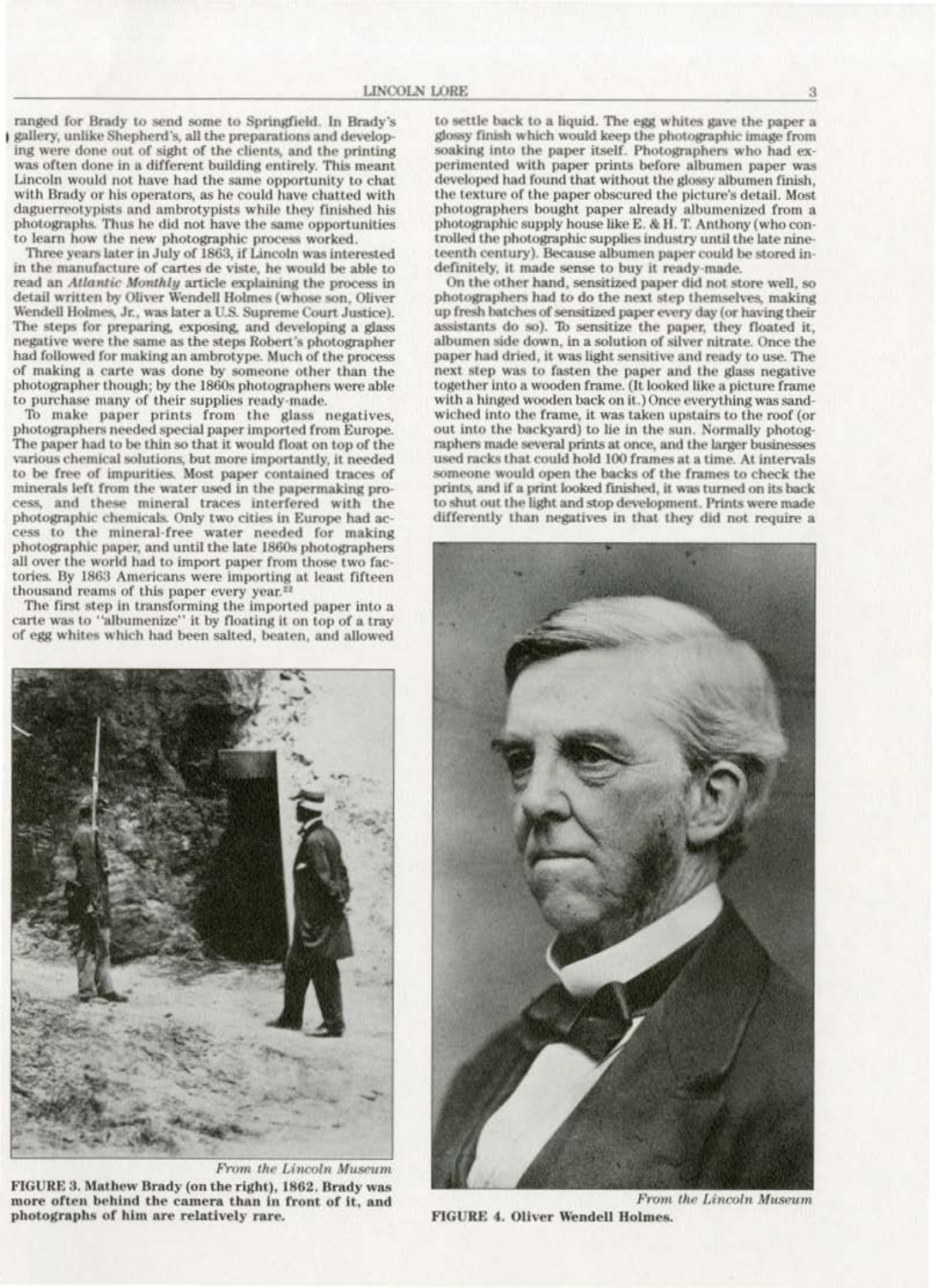ranged for Brady to send some to Springfield. In Brady's gallery, unlike Shepherd's, all the preparations and developing were done out of sight of the clients, and the printing was often done in a different building entirely. This meant Lincoln would not have had the same opportunity to chat with Brady or his operators, as he could have chatted with daguerreotypists and ambrotypists while they finished his photographs. Thus he did not have the same opportunities to learn how the new photographic process worked.

Three years later in July of 1863, if Lincoln was interested in the manufacture of cartes de viste, he would be able to read an *Atlantic Monthly* article explaining the process in detail written by Oliver Wendell Holmes (whose son, Oliver Wendell Holmes, Jr., was later a U.S. Supreme Court Justice). The steps for preparing, exposing, and developing a glass negative were the same as the steps Robert's photographer had followed for making an ambrotype. Much of the process of making a carte was done by someone other than the photographer though; by the 1860s photographers were able to purchase many of their supplies ready-made.

To make paper prints from the glass negatives, photographers needed special paper imported from Europe. The paper had to be thin so that it would float on top of the various chemical solutions, but more importantly, it needed to be free of impurities. Most paper contained traces of minerals left from the water used in the papermaking process, and these mineral traces interfered with the photographic chemicals. Only two cities in Europe had access to the mineral-free water needed for making photographic paper, and until the late 1860s photographers all over the world had to import paper from those two factories. By 1863 Americans were importing at least fifteen thousand reams of this paper every year.[22]

The first step in transforming the imported paper into a carte was to "albumenize" it by floating it on top of a tray of egg whites which had been salted, beaten, and allowed to settle back to a liquid. The egg whites gave the paper a glossy finish which would keep the photographic image from soaking into the paper itself. Photographers who had experimented with paper prints before albumen paper was developed had found that without the glossy albumen finish, the texture of the paper obscured the picture's detail. Most photographers bought paper already albumenized from a photographic supply house like E. & H. T. Anthony (who controlled the photographic supplies industry until the late nineteenth century). Because albumen paper could be stored indefinitely, it made sense to buy it ready-made.

On the other hand, sensitized paper did not store well, so photographers had to do the next step themselves, making up fresh batches of sensitized paper every day (or having their assistants do so). To sensitize the paper, they floated it, albumen side down, in a solution of silver nitrate. Once the paper had dried, it was light sensitive and ready to use. The next step was to fasten the paper and the glass negative together into a wooden frame. (It looked like a picture frame with a hinged wooden back on it.) Once everything was sandwiched into the frame, it was taken upstairs to the roof (or out into the backyard) to lie in the sun. Normally photographers made several prints at once, and the larger businesses used racks that could hold 100 frames at a time. At intervals someone would open the backs of the frames to check the prints, and if a print looked finished, it was turned on its back to shut out the light and stop development. Prints were made differently than negatives in that they did not require a

*From the Lincoln Museum*

**FIGURE 3. Mathew Brady (on the right), 1862. Brady was more often behind the camera than in front of it, and photographs of him are relatively rare.**

*From the Lincoln Museum*

**FIGURE 4. Oliver Wendell Holmes.**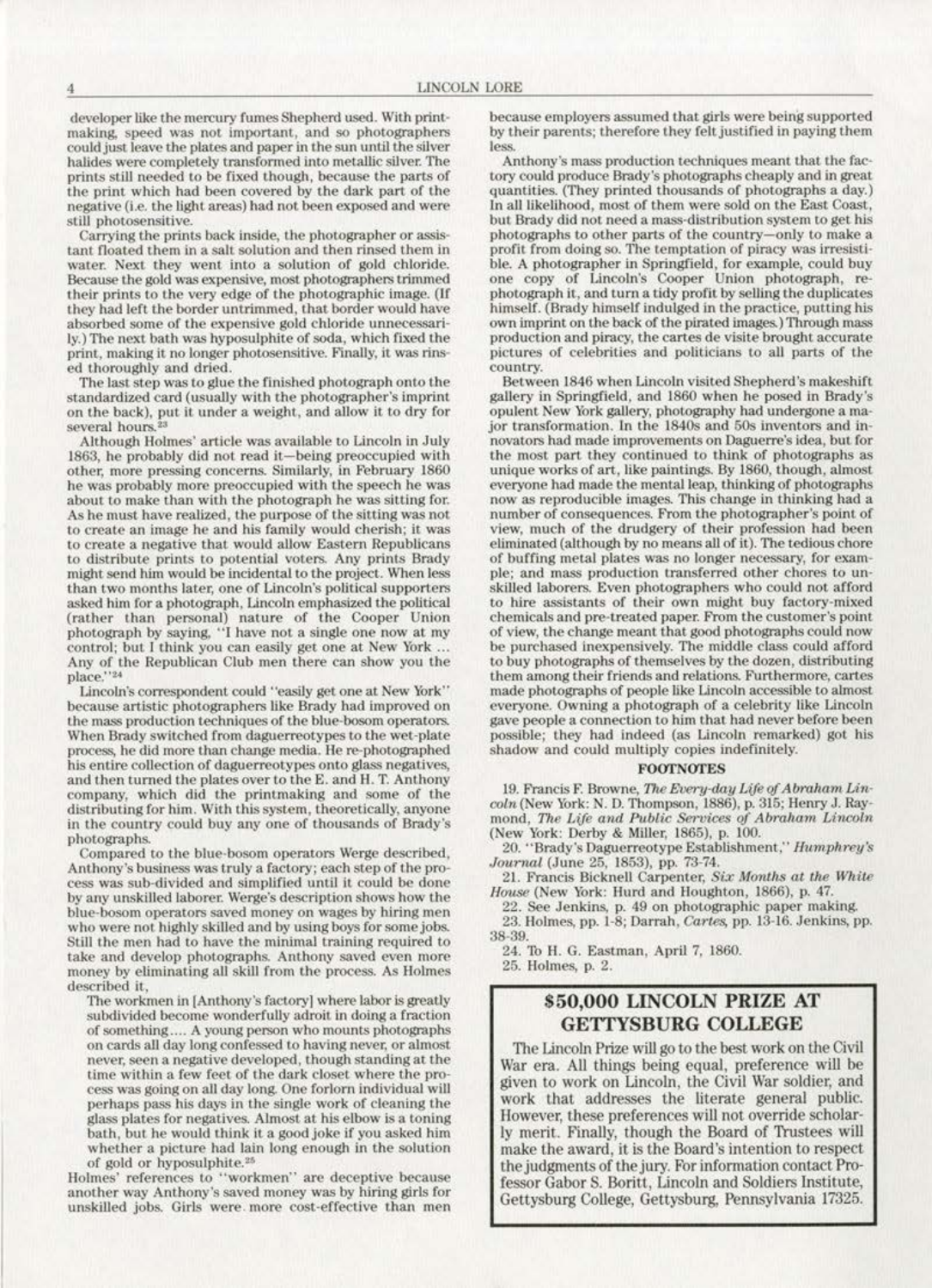developer like the mercury fumes Shepherd used. With printmaking, speed was not important, and so photographers could just leave the plates and paper in the sun until the silver halides were completely transformed into metallic silver. The prints still needed to be fixed though, because the parts of the print which had been covered by the dark part of the negative (i.e. the light areas) had not been exposed and were still photosensitive.

Carrying the prints back inside, the photographer or assistant floated them in a salt solution and then rinsed them in water. Next they went into a solution of gold chloride. Because the gold was expensive, most photographers trimmed their prints to the very edge of the photographic image. (If they had left the border untrimmed, that border would have absorbed some of the expensive gold chloride unnecessarily.) The next bath was hyposulphite of soda, which fixed the print, making it no longer photosensitive. Finally, it was rinsed thoroughly and dried.

The last step was to glue the finished photograph onto the standardized card (usually with the photographer's imprint on the back), put it under a weight, and allow it to dry for several hours.[23]

Although Holmes' article was available to Lincoln in July 1863, he probably did not read it—being preoccupied with other, more pressing concerns. Similarly, in February 1860 he was probably more preoccupied with the speech he was about to make than with the photograph he was sitting for. As he must have realized, the purpose of the sitting was not to create an image he and his family would cherish; it was to create a negative that would allow Eastern Republicans to distribute prints to potential voters. Any prints Brady might send him would be incidental to the project. When less than two months later, one of Lincoln's political supporters asked him for a photograph, Lincoln emphasized the political (rather than personal) nature of the Cooper Union photograph by saying, "I have not a single one now at my control; but I think you can easily get one at New York ... Any of the Republican Club men there can show you the place."[24]

Lincoln's correspondent could "easily get one at New York" because artistic photographers like Brady had improved on the mass production techniques of the blue-bosom operators. When Brady switched from daguerreotypes to the wet-plate process, he did more than change media. He re-photographed his entire collection of daguerreotypes onto glass negatives, and then turned the plates over to the E. and H. T. Anthony company, which did the printmaking and some of the distributing for him. With this system, theoretically, anyone in the country could buy any one of thousands of Brady's photographs.

Compared to the blue-bosom operators Werge described, Anthony's business was truly a factory; each step of the process was sub-divided and simplified until it could be done by any unskilled laborer. Werge's description shows how the blue-bosom operators saved money on wages by hiring men who were not highly skilled and by using boys for some jobs. Still the men had to have the minimal training required to take and develop photographs. Anthony saved even more money by eliminating all skill from the process. As Holmes described it,

> The workmen in [Anthony's factory] where labor is greatly subdivided become wonderfully adroit in doing a fraction of something.... A young person who mounts photographs on cards all day long confessed to having never, or almost never, seen a negative developed, though standing at the time within a few feet of the dark closet where the process was going on all day long. One forlorn individual will perhaps pass his days in the single work of cleaning the glass plates for negatives. Almost at his elbow is a toning bath, but he would think it a good joke if you asked him whether a picture had lain long enough in the solution of gold or hyposulphite.[25]

Holmes' references to "workmen" are deceptive because another way Anthony's saved money was by hiring girls for unskilled jobs. Girls were more cost-effective than men because employers assumed that girls were being supported by their parents; therefore they felt justified in paying them less.

Anthony's mass production techniques meant that the factory could produce Brady's photographs cheaply and in great quantities. (They printed thousands of photographs a day.) In all likelihood, most of them were sold on the East Coast, but Brady did not need a mass-distribution system to get his photographs to other parts of the country—only to make a profit from doing so. The temptation of piracy was irresistible. A photographer in Springfield, for example, could buy one copy of Lincoln's Cooper Union photograph, re-photograph it, and turn a tidy profit by selling the duplicates himself. (Brady himself indulged in the practice, putting his own imprint on the back of the pirated images.) Through mass production and piracy, the cartes de visite brought accurate pictures of celebrities and politicians to all parts of the country.

Between 1846 when Lincoln visited Shepherd's makeshift gallery in Springfield, and 1860 when he posed in Brady's opulent New York gallery, photography had undergone a major transformation. In the 1840s and 50s inventors and innovators had made improvements on Daguerre's idea, but for the most part they continued to think of photographs as unique works of art, like paintings. By 1860, though, almost everyone had made the mental leap, thinking of photographs now as reproducible images. This change in thinking had a number of consequences. From the photographer's point of view, much of the drudgery of their profession had been eliminated (although by no means all of it). The tedious chore of buffing metal plates was no longer necessary, for example; and mass production transferred other chores to unskilled laborers. Even photographers who could not afford to hire assistants of their own might buy factory-mixed chemicals and pre-treated paper. From the customer's point of view, the change meant that good photographs could now be purchased inexpensively. The middle class could afford to buy photographs of themselves by the dozen, distributing them among their friends and relations. Furthermore, cartes made photographs of people like Lincoln accessible to almost everyone. Owning a photograph of a celebrity like Lincoln gave people a connection to him that had never before been possible; they had indeed (as Lincoln remarked) got his shadow and could multiply copies indefinitely.

### FOOTNOTES

19. Francis F. Browne, *The Every-day Life of Abraham Lincoln* (New York: N. D. Thompson, 1886), p. 315; Henry J. Raymond, *The Life and Public Services of Abraham Lincoln* (New York: Derby & Miller, 1865), p. 100.

20. "Brady's Daguerreotype Establishment," *Humphrey's Journal* (June 25, 1853), pp. 73-74.

21. Francis Bicknell Carpenter, *Six Months at the White House* (New York: Hurd and Houghton, 1866), p. 47.

22. See Jenkins, p. 49 on photographic paper making.

23. Holmes, pp. 1-8; Darrah, *Cartes*, pp. 13-16. Jenkins, pp. 38-39.

24. To H. G. Eastman, April 7, 1860.

25. Holmes, p. 2.

## $50,000 LINCOLN PRIZE AT GETTYSBURG COLLEGE

The Lincoln Prize will go to the best work on the Civil War era. All things being equal, preference will be given to work on Lincoln, the Civil War soldier, and work that addresses the literate general public. However, these preferences will not override scholarly merit. Finally, though the Board of Trustees will make the award, it is the Board's intention to respect the judgments of the jury. For information contact Professor Gabor S. Boritt, Lincoln and Soldiers Institute, Gettysburg College, Gettysburg, Pennsylvania 17325.